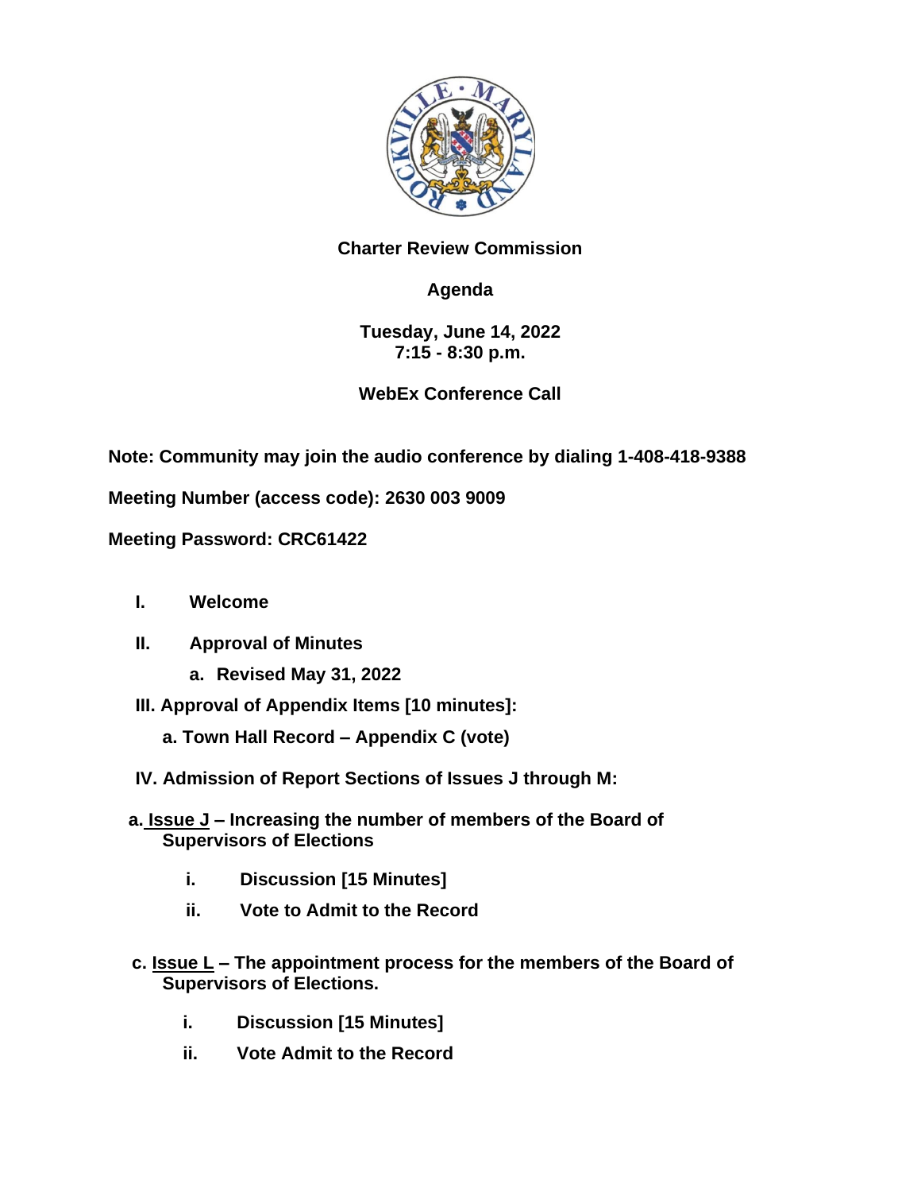# Charter Review Commission

## Agenda

**Tuesday, June 14, 2022**
**7:15 - 8:30 p.m.**

**WebEx Conference Call**

**Note: Community may join the audio conference by dialing 1-408-418-9388**

**Meeting Number (access code): 2630 003 9009**

**Meeting Password: CRC61422**

**I. Welcome**

**II. Approval of Minutes**

- **a. Revised May 31, 2022**

**III. Approval of Appendix Items [10 minutes]:**

- **a. Town Hall Record – Appendix C (vote)**

**IV. Admission of Report Sections of Issues J through M:**

**a. Issue J – Increasing the number of members of the Board of Supervisors of Elections**

- **i. Discussion [15 Minutes]**
- **ii. Vote to Admit to the Record**

**c. Issue L – The appointment process for the members of the Board of Supervisors of Elections.**

- **i. Discussion [15 Minutes]**
- **ii. Vote Admit to the Record**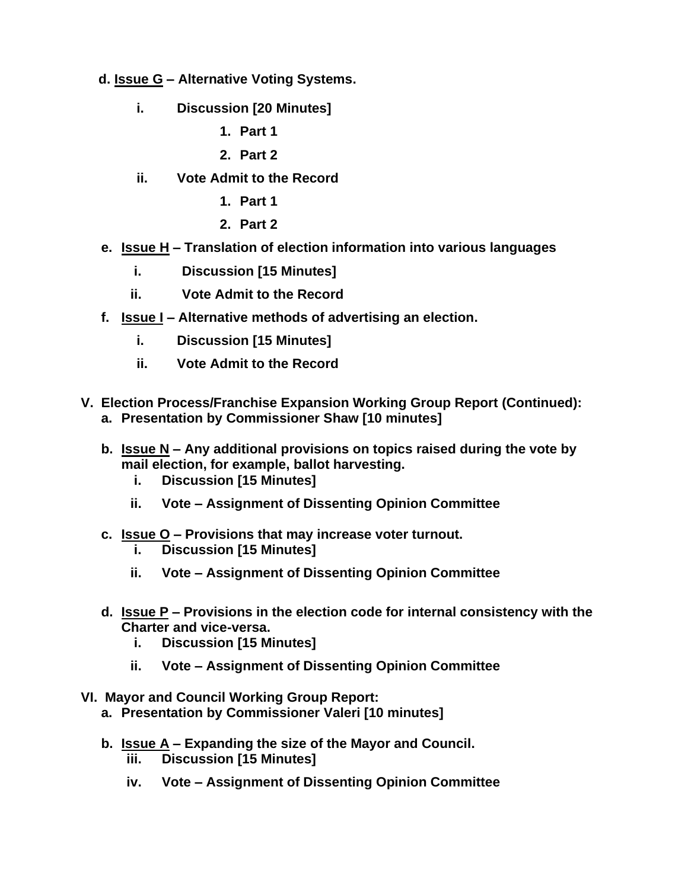**d. <u>Issue G</u> – Alternative Voting Systems.**

- **i. Discussion [20 Minutes]**
  1. **Part 1**
  2. **Part 2**
- **ii. Vote Admit to the Record**
  1. **Part 1**
  2. **Part 2**

**e. <u>Issue H</u> – Translation of election information into various languages**

- **i. Discussion [15 Minutes]**
- **ii. Vote Admit to the Record**

**f. <u>Issue I</u> – Alternative methods of advertising an election.**

- **i. Discussion [15 Minutes]**
- **ii. Vote Admit to the Record**

**V. Election Process/Franchise Expansion Working Group Report (Continued):**

**a. Presentation by Commissioner Shaw [10 minutes]**

**b. <u>Issue N</u> – Any additional provisions on topics raised during the vote by mail election, for example, ballot harvesting.**

- **i. Discussion [15 Minutes]**
- **ii. Vote – Assignment of Dissenting Opinion Committee**

**c. <u>Issue O</u> – Provisions that may increase voter turnout.**

- **i. Discussion [15 Minutes]**
- **ii. Vote – Assignment of Dissenting Opinion Committee**

**d. <u>Issue P</u> – Provisions in the election code for internal consistency with the Charter and vice-versa.**

- **i. Discussion [15 Minutes]**
- **ii. Vote – Assignment of Dissenting Opinion Committee**

**VI. Mayor and Council Working Group Report:**

**a. Presentation by Commissioner Valeri [10 minutes]**

**b. <u>Issue A</u> – Expanding the size of the Mayor and Council.**

- **iii. Discussion [15 Minutes]**
- **iv. Vote – Assignment of Dissenting Opinion Committee**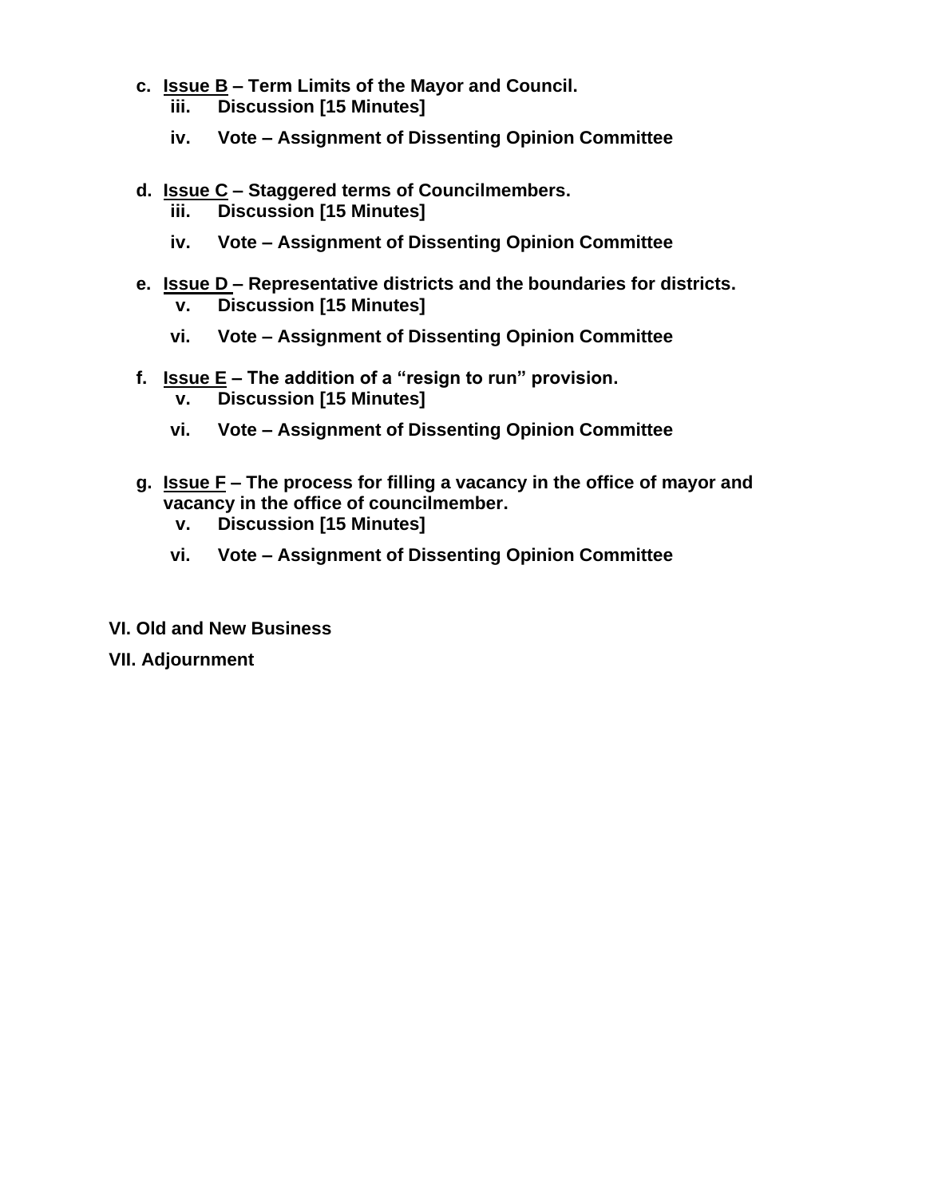c. **<u>Issue B</u> – Term Limits of the Mayor and Council.**
   iii. **Discussion [15 Minutes]**
   iv. **Vote – Assignment of Dissenting Opinion Committee**

d. **<u>Issue C</u> – Staggered terms of Councilmembers.**
   iii. **Discussion [15 Minutes]**
   iv. **Vote – Assignment of Dissenting Opinion Committee**

e. **<u>Issue D</u> – Representative districts and the boundaries for districts.**
   v. **Discussion [15 Minutes]**
   vi. **Vote – Assignment of Dissenting Opinion Committee**

f. **<u>Issue E</u> – The addition of a "resign to run" provision.**
   v. **Discussion [15 Minutes]**
   vi. **Vote – Assignment of Dissenting Opinion Committee**

g. **<u>Issue F</u> – The process for filling a vacancy in the office of mayor and vacancy in the office of councilmember.**
   v. **Discussion [15 Minutes]**
   vi. **Vote – Assignment of Dissenting Opinion Committee**

**VI. Old and New Business**

**VII. Adjournment**